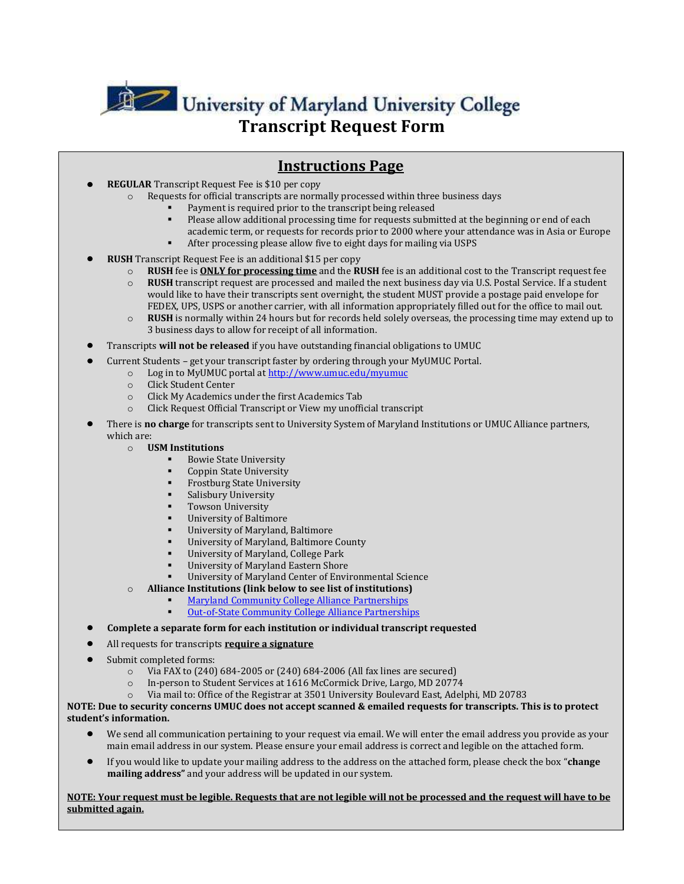# University of Maryland University College

# Transcript Request Form

## Instructions Page

- **REGULAR** Transcript Request Fee is $10 per copy
  - Requests for official transcripts are normally processed within three business days
    - Payment is required prior to the transcript being released
    - Please allow additional processing time for requests submitted at the beginning or end of each academic term, or requests for records prior to 2000 where your attendance was in Asia or Europe
    - After processing please allow five to eight days for mailing via USPS
- **RUSH** Transcript Request Fee is an additional $15 per copy
  - **RUSH** fee is **ONLY for processing time** and the **RUSH** fee is an additional cost to the Transcript request fee
  - **RUSH** transcript request are processed and mailed the next business day via U.S. Postal Service. If a student would like to have their transcripts sent overnight, the student MUST provide a postage paid envelope for FEDEX, UPS, USPS or another carrier, with all information appropriately filled out for the office to mail out.
  - **RUSH** is normally within 24 hours but for records held solely overseas, the processing time may extend up to 3 business days to allow for receipt of all information.
- Transcripts **will not be released** if you have outstanding financial obligations to UMUC
- Current Students – get your transcript faster by ordering through your MyUMUC Portal.
  - Log in to MyUMUC portal at http://www.umuc.edu/myumuc
  - Click Student Center
  - Click My Academics under the first Academics Tab
  - Click Request Official Transcript or View my unofficial transcript
- There is **no charge** for transcripts sent to University System of Maryland Institutions or UMUC Alliance partners, which are:
  - **USM Institutions**
    - Bowie State University
    - Coppin State University
    - Frostburg State University
    - Salisbury University
    - Towson University
    - University of Baltimore
    - University of Maryland, Baltimore
    - University of Maryland, Baltimore County
    - University of Maryland, College Park
    - University of Maryland Eastern Shore
    - University of Maryland Center of Environmental Science
  - **Alliance Institutions (link below to see list of institutions)**
    - Maryland Community College Alliance Partnerships
    - Out-of-State Community College Alliance Partnerships
- **Complete a separate form for each institution or individual transcript requested**
- All requests for transcripts **require a signature**
- Submit completed forms:
  - Via FAX to (240) 684-2005 or (240) 684-2006 (All fax lines are secured)
  - In-person to Student Services at 1616 McCormick Drive, Largo, MD 20774
  - Via mail to: Office of the Registrar at 3501 University Boulevard East, Adelphi, MD 20783

**NOTE: Due to security concerns UMUC does not accept scanned & emailed requests for transcripts. This is to protect student's information.**

- We send all communication pertaining to your request via email. We will enter the email address you provide as your main email address in our system. Please ensure your email address is correct and legible on the attached form.
- If you would like to update your mailing address to the address on the attached form, please check the box "**change mailing address"** and your address will be updated in our system.

**NOTE: Your request must be legible. Requests that are not legible will not be processed and the request will have to be submitted again.**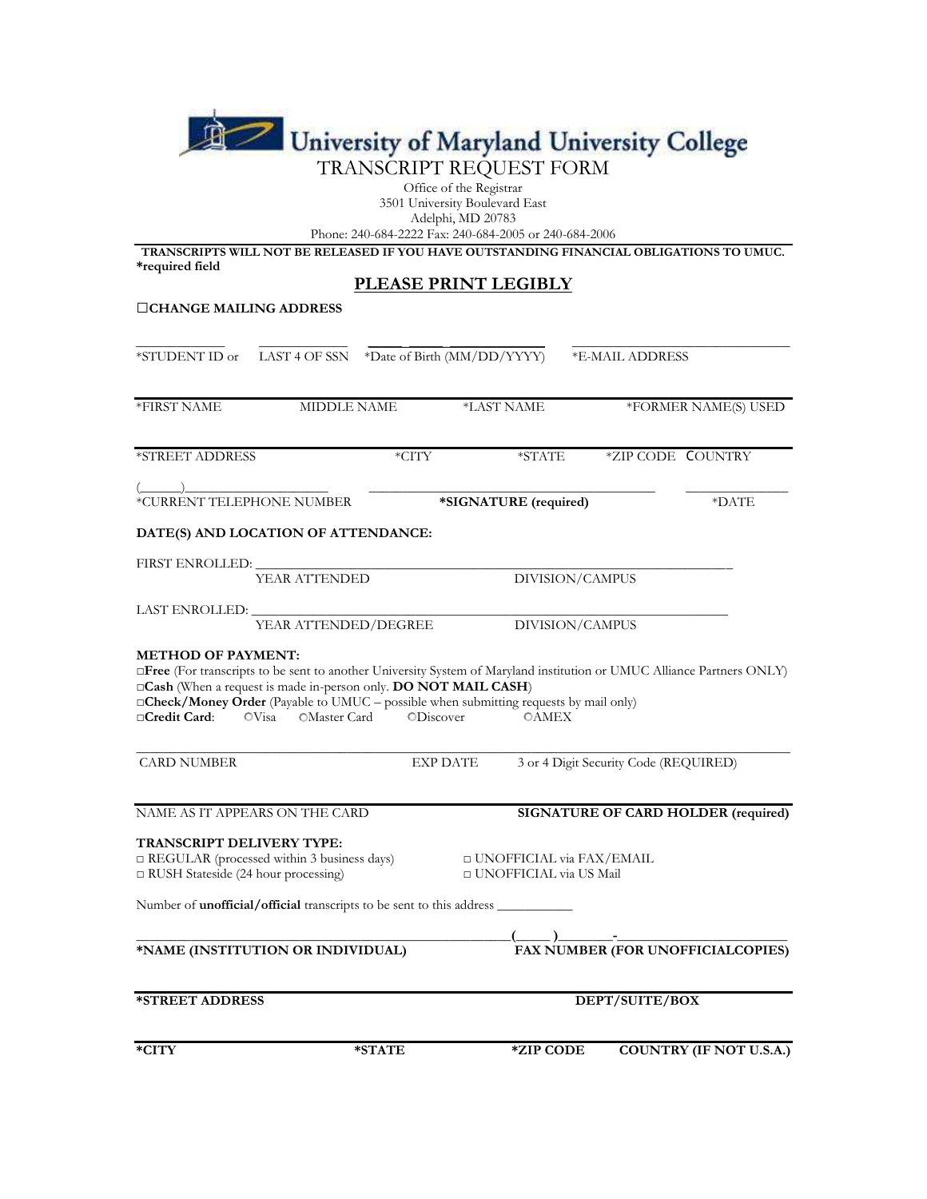# University of Maryland University College

## TRANSCRIPT REQUEST FORM

Office of the Registrar
3501 University Boulevard East
Adelphi, MD 20783
Phone: 240-684-2222 Fax: 240-684-2005 or 240-684-2006

**TRANSCRIPTS WILL NOT BE RELEASED IF YOU HAVE OUTSTANDING FINANCIAL OBLIGATIONS TO UMUC.**
***required field**

**PLEASE PRINT LEGIBLY**

☐**CHANGE MAILING ADDRESS**

______________ ______________ _____ _____ ______________ ______________________________
*STUDENT ID or LAST 4 OF SSN *Date of Birth (MM/DD/YYYY) *E-MAIL ADDRESS

*FIRST NAME MIDDLE NAME *LAST NAME *FORMER NAME(S) USED

*STREET ADDRESS *CITY *STATE *ZIP CODE COUNTRY

(______)____________________ ________________________________________ ______________
*CURRENT TELEPHONE NUMBER ***SIGNATURE (required)** *DATE

**DATE(S) AND LOCATION OF ATTENDANCE:**

FIRST ENROLLED: ____________________________________________________________________
YEAR ATTENDED DIVISION/CAMPUS

LAST ENROLLED: ____________________________________________________________________
YEAR ATTENDED/DEGREE DIVISION/CAMPUS

**METHOD OF PAYMENT:**

- □**Free** (For transcripts to be sent to another University System of Maryland institution or UMUC Alliance Partners ONLY)
- □**Cash** (When a request is made in-person only. **DO NOT MAIL CASH**)
- □**Check/Money Order** (Payable to UMUC – possible when submitting requests by mail only)
- □**Credit Card**: ○Visa ○Master Card ○Discover ○AMEX

____________________________________________________________________________________
CARD NUMBER EXP DATE 3 or 4 Digit Security Code (REQUIRED)

NAME AS IT APPEARS ON THE CARD **SIGNATURE OF CARD HOLDER (required)**

**TRANSCRIPT DELIVERY TYPE:**

- □ REGULAR (processed within 3 business days)
- □ RUSH Stateside (24 hour processing)
- □ UNOFFICIAL via FAX/EMAIL
- □ UNOFFICIAL via US Mail

Number of **unofficial/official** transcripts to be sent to this address ___________

_____________________________________________________(_____)________-_________________________
***NAME (INSTITUTION OR INDIVIDUAL)** **FAX NUMBER (FOR UNOFFICIALCOPIES)**

***STREET ADDRESS** **DEPT/SUITE/BOX**

***CITY** ***STATE** ***ZIP CODE** **COUNTRY (IF NOT U.S.A.)**